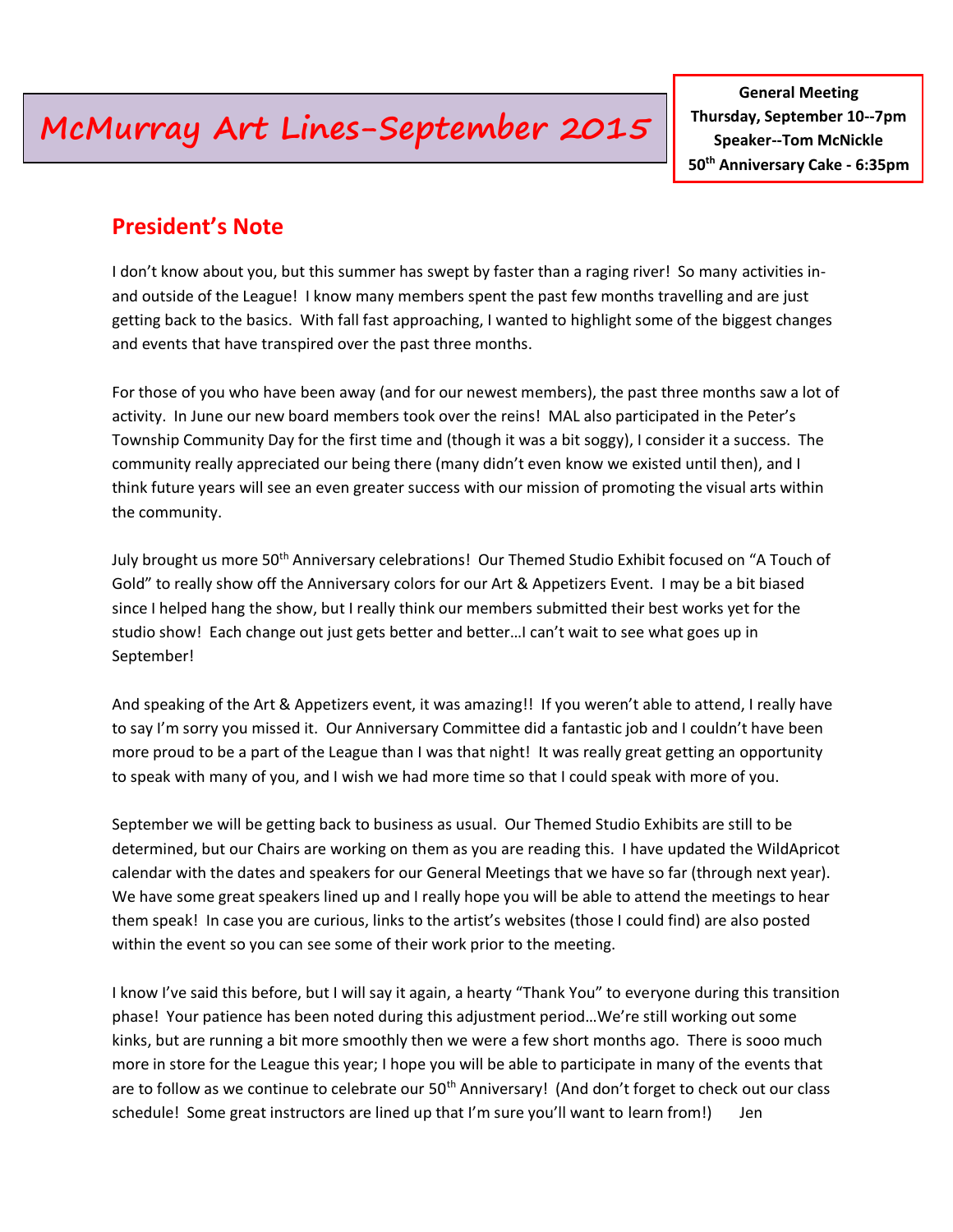# McMurray Art Lines-September 2015

**General Meeting**
**Thursday, September 10--7pm**
**Speaker--Tom McNickle**
**50th Anniversary Cake - 6:35pm**

## President's Note

I don't know about you, but this summer has swept by faster than a raging river! So many activities in- and outside of the League! I know many members spent the past few months travelling and are just getting back to the basics. With fall fast approaching, I wanted to highlight some of the biggest changes and events that have transpired over the past three months.

For those of you who have been away (and for our newest members), the past three months saw a lot of activity. In June our new board members took over the reins! MAL also participated in the Peter's Township Community Day for the first time and (though it was a bit soggy), I consider it a success. The community really appreciated our being there (many didn't even know we existed until then), and I think future years will see an even greater success with our mission of promoting the visual arts within the community.

July brought us more 50th Anniversary celebrations! Our Themed Studio Exhibit focused on "A Touch of Gold" to really show off the Anniversary colors for our Art & Appetizers Event. I may be a bit biased since I helped hang the show, but I really think our members submitted their best works yet for the studio show! Each change out just gets better and better…I can't wait to see what goes up in September!

And speaking of the Art & Appetizers event, it was amazing!! If you weren't able to attend, I really have to say I'm sorry you missed it. Our Anniversary Committee did a fantastic job and I couldn't have been more proud to be a part of the League than I was that night! It was really great getting an opportunity to speak with many of you, and I wish we had more time so that I could speak with more of you.

September we will be getting back to business as usual. Our Themed Studio Exhibits are still to be determined, but our Chairs are working on them as you are reading this. I have updated the WildApricot calendar with the dates and speakers for our General Meetings that we have so far (through next year). We have some great speakers lined up and I really hope you will be able to attend the meetings to hear them speak! In case you are curious, links to the artist's websites (those I could find) are also posted within the event so you can see some of their work prior to the meeting.

I know I've said this before, but I will say it again, a hearty "Thank You" to everyone during this transition phase! Your patience has been noted during this adjustment period…We're still working out some kinks, but are running a bit more smoothly then we were a few short months ago. There is sooo much more in store for the League this year; I hope you will be able to participate in many of the events that are to follow as we continue to celebrate our 50th Anniversary! (And don't forget to check out our class schedule! Some great instructors are lined up that I'm sure you'll want to learn from!) Jen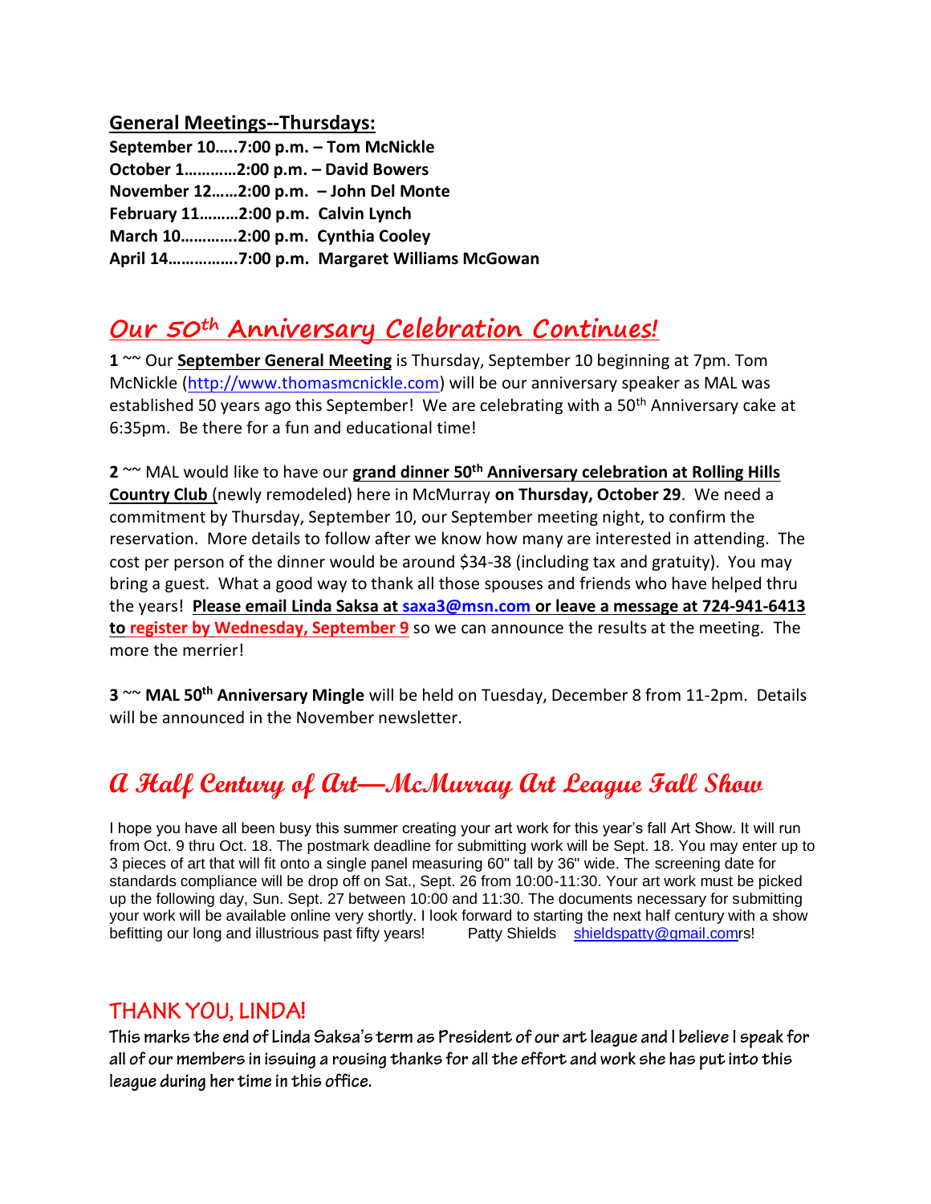**General Meetings--Thursdays:**

**September 10…..7:00 p.m. – Tom McNickle**
**October 1…………2:00 p.m. – David Bowers**
**November 12……2:00 p.m. – John Del Monte**
**February 11………2:00 p.m. Calvin Lynch**
**March 10………….2:00 p.m. Cynthia Cooley**
**April 14…………….7:00 p.m. Margaret Williams McGowan**

## Our 50th Anniversary Celebration Continues!

**1** ~~ Our **September General Meeting** is Thursday, September 10 beginning at 7pm. Tom McNickle (http://www.thomasmcnickle.com) will be our anniversary speaker as MAL was established 50 years ago this September! We are celebrating with a 50th Anniversary cake at 6:35pm. Be there for a fun and educational time!

**2** ~~ MAL would like to have our **grand dinner 50th Anniversary celebration at Rolling Hills Country Club** (newly remodeled) here in McMurray **on Thursday, October 29**. We need a commitment by Thursday, September 10, our September meeting night, to confirm the reservation. More details to follow after we know how many are interested in attending. The cost per person of the dinner would be around $34-38 (including tax and gratuity). You may bring a guest. What a good way to thank all those spouses and friends who have helped thru the years! **Please email Linda Saksa at saxa3@msn.com or leave a message at 724-941-6413 to register by Wednesday, September 9** so we can announce the results at the meeting. The more the merrier!

**3** ~~ **MAL 50th Anniversary Mingle** will be held on Tuesday, December 8 from 11-2pm. Details will be announced in the November newsletter.

## A Half Century of Art—McMurray Art League Fall Show

I hope you have all been busy this summer creating your art work for this year's fall Art Show. It will run from Oct. 9 thru Oct. 18. The postmark deadline for submitting work will be Sept. 18. You may enter up to 3 pieces of art that will fit onto a single panel measuring 60" tall by 36" wide. The screening date for standards compliance will be drop off on Sat., Sept. 26 from 10:00-11:30. Your art work must be picked up the following day, Sun. Sept. 27 between 10:00 and 11:30. The documents necessary for submitting your work will be available online very shortly. I look forward to starting the next half century with a show befitting our long and illustrious past fifty years! Patty Shields shieldspatty@gmail.comrs!

## THANK YOU, LINDA!

**This marks the end of Linda Saksa's term as President of our art league and I believe I speak for all of our members in issuing a rousing thanks for all the effort and work she has put into this league during her time in this office.**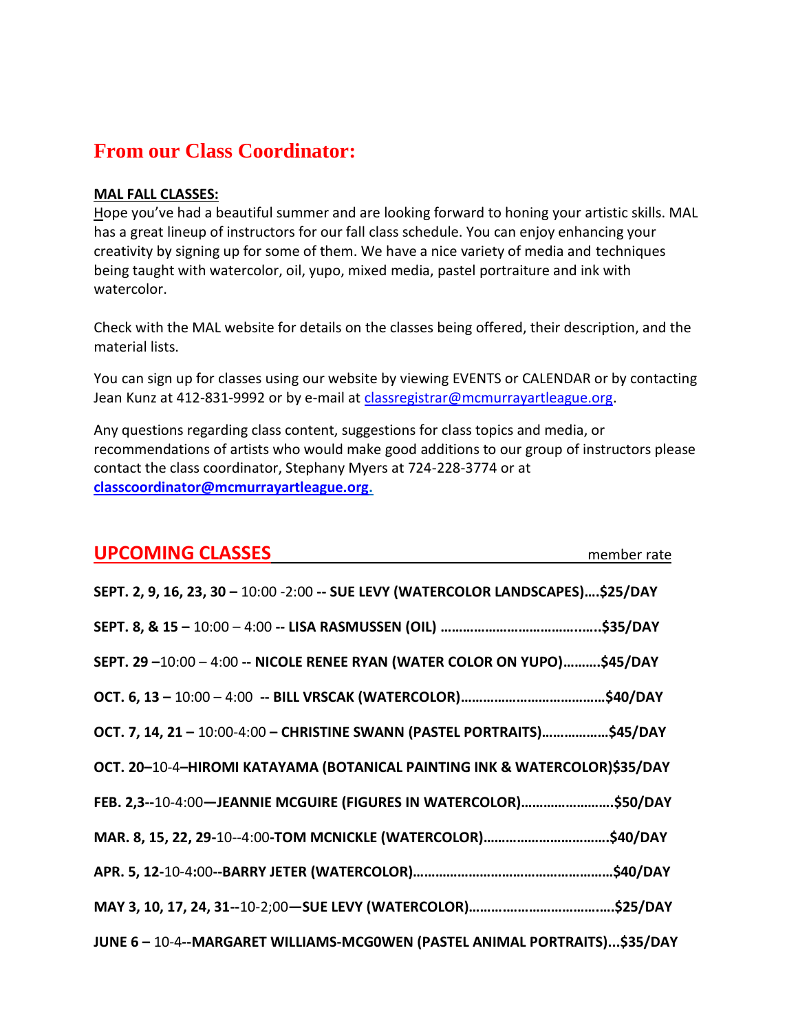## From our Class Coordinator:

**MAL FALL CLASSES:**

Hope you've had a beautiful summer and are looking forward to honing your artistic skills. MAL has a great lineup of instructors for our fall class schedule. You can enjoy enhancing your creativity by signing up for some of them. We have a nice variety of media and techniques being taught with watercolor, oil, yupo, mixed media, pastel portraiture and ink with watercolor.

Check with the MAL website for details on the classes being offered, their description, and the material lists.

You can sign up for classes using our website by viewing EVENTS or CALENDAR or by contacting Jean Kunz at 412-831-9992 or by e-mail at classregistrar@mcmurrayartleague.org.

Any questions regarding class content, suggestions for class topics and media, or recommendations of artists who would make good additions to our group of instructors please contact the class coordinator, Stephany Myers at 724-228-3774 or at **classcoordinator@mcmurrayartleague.org.**

## UPCOMING CLASSES

member rate

**SEPT. 2, 9, 16, 23, 30 –** 10:00 -2:00 **-- SUE LEVY (WATERCOLOR LANDSCAPES)….$25/DAY**

**SEPT. 8, & 15 –** 10:00 – 4:00 **-- LISA RASMUSSEN (OIL) …………………………………..$35/DAY**

**SEPT. 29 –**10:00 – 4:00 **-- NICOLE RENEE RYAN (WATER COLOR ON YUPO)……….$45/DAY**

**OCT. 6, 13 –** 10:00 – 4:00 **-- BILL VRSCAK (WATERCOLOR)…………………………………$40/DAY**

**OCT. 7, 14, 21 –** 10:00-4:00 **– CHRISTINE SWANN (PASTEL PORTRAITS)………………$45/DAY**

**OCT. 20–**10-4**–HIROMI KATAYAMA (BOTANICAL PAINTING INK & WATERCOLOR)$35/DAY**

**FEB. 2,3--**10-4:00**—JEANNIE MCGUIRE (FIGURES IN WATERCOLOR)…………………….$50/DAY**

**MAR. 8, 15, 22, 29-**10--4:00**-TOM MCNICKLE (WATERCOLOR)…………………………….$40/DAY**

**APR. 5, 12-**10-4:00**--BARRY JETER (WATERCOLOR)………………………………………………$40/DAY**

**MAY 3, 10, 17, 24, 31--**10-2;00**—SUE LEVY (WATERCOLOR)……………………………….$25/DAY**

**JUNE 6 –** 10-4**--MARGARET WILLIAMS-MCG0WEN (PASTEL ANIMAL PORTRAITS)...$35/DAY**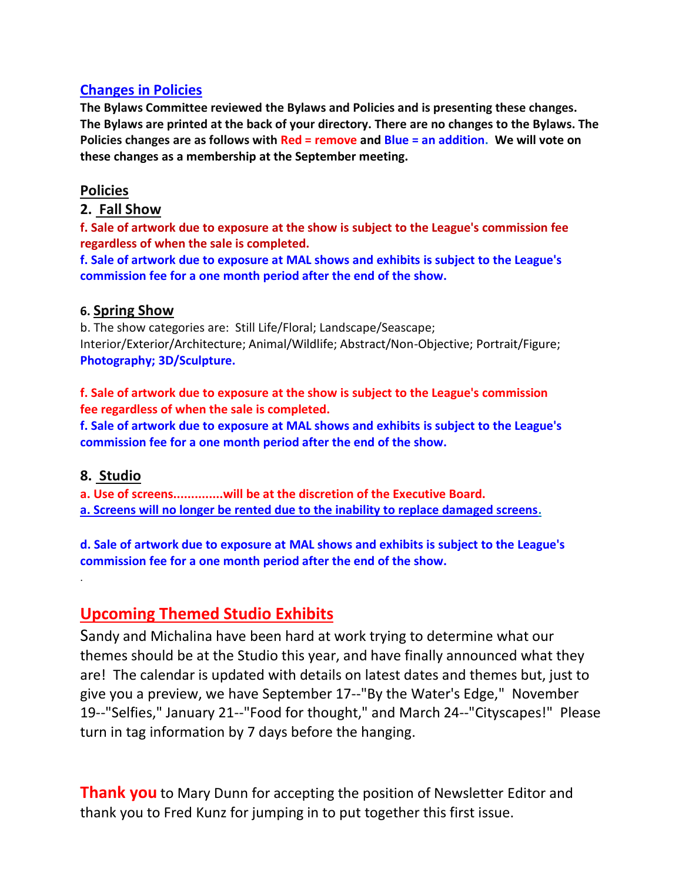## Changes in Policies

**The Bylaws Committee reviewed the Bylaws and Policies and is presenting these changes. The Bylaws are printed at the back of your directory. There are no changes to the Bylaws. The Policies changes are as follows with Red = remove and Blue = an addition. We will vote on these changes as a membership at the September meeting.**

### Policies

### 2. Fall Show

**f. Sale of artwork due to exposure at the show is subject to the League's commission fee regardless of when the sale is completed.**

**f. Sale of artwork due to exposure at MAL shows and exhibits is subject to the League's commission fee for a one month period after the end of the show.**

### 6. Spring Show

b. The show categories are: Still Life/Floral; Landscape/Seascape; Interior/Exterior/Architecture; Animal/Wildlife; Abstract/Non-Objective; Portrait/Figure; **Photography; 3D/Sculpture.**

**f. Sale of artwork due to exposure at the show is subject to the League's commission fee regardless of when the sale is completed.**

**f. Sale of artwork due to exposure at MAL shows and exhibits is subject to the League's commission fee for a one month period after the end of the show.**

### 8. Studio

**a. Use of screens..............will be at the discretion of the Executive Board.**

**a. Screens will no longer be rented due to the inability to replace damaged screens.**

**d. Sale of artwork due to exposure at MAL shows and exhibits is subject to the League's commission fee for a one month period after the end of the show.**

## Upcoming Themed Studio Exhibits

Sandy and Michalina have been hard at work trying to determine what our themes should be at the Studio this year, and have finally announced what they are! The calendar is updated with details on latest dates and themes but, just to give you a preview, we have September 17--"By the Water's Edge," November 19--"Selfies," January 21--"Food for thought," and March 24--"Cityscapes!" Please turn in tag information by 7 days before the hanging.

**Thank you** to Mary Dunn for accepting the position of Newsletter Editor and thank you to Fred Kunz for jumping in to put together this first issue.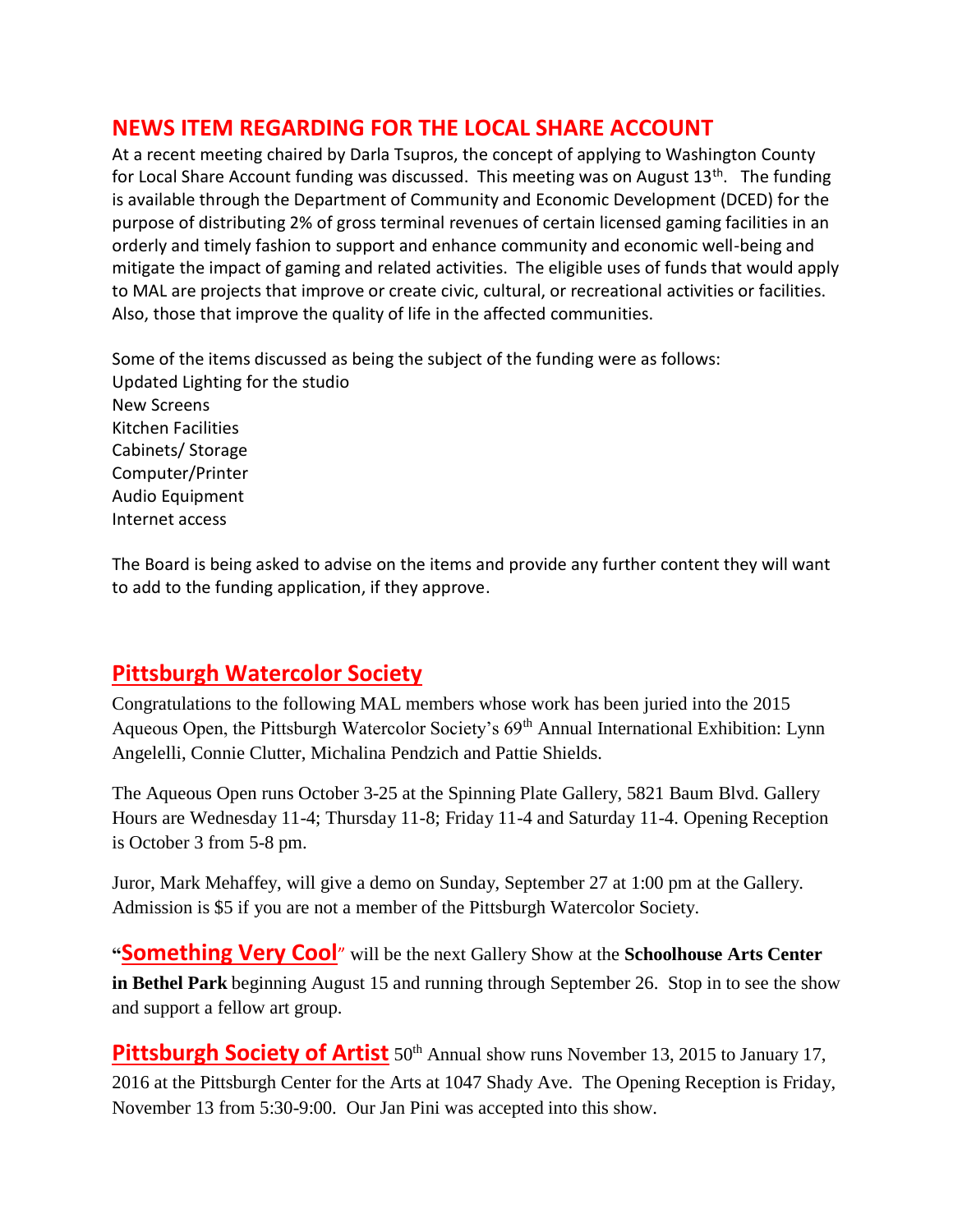## NEWS ITEM REGARDING FOR THE LOCAL SHARE ACCOUNT

At a recent meeting chaired by Darla Tsupros, the concept of applying to Washington County for Local Share Account funding was discussed. This meeting was on August 13th. The funding is available through the Department of Community and Economic Development (DCED) for the purpose of distributing 2% of gross terminal revenues of certain licensed gaming facilities in an orderly and timely fashion to support and enhance community and economic well-being and mitigate the impact of gaming and related activities. The eligible uses of funds that would apply to MAL are projects that improve or create civic, cultural, or recreational activities or facilities. Also, those that improve the quality of life in the affected communities.

Some of the items discussed as being the subject of the funding were as follows:
Updated Lighting for the studio
New Screens
Kitchen Facilities
Cabinets/ Storage
Computer/Printer
Audio Equipment
Internet access

The Board is being asked to advise on the items and provide any further content they will want to add to the funding application, if they approve.

## Pittsburgh Watercolor Society

Congratulations to the following MAL members whose work has been juried into the 2015 Aqueous Open, the Pittsburgh Watercolor Society's 69th Annual International Exhibition: Lynn Angelelli, Connie Clutter, Michalina Pendzich and Pattie Shields.

The Aqueous Open runs October 3-25 at the Spinning Plate Gallery, 5821 Baum Blvd. Gallery Hours are Wednesday 11-4; Thursday 11-8; Friday 11-4 and Saturday 11-4. Opening Reception is October 3 from 5-8 pm.

Juror, Mark Mehaffey, will give a demo on Sunday, September 27 at 1:00 pm at the Gallery. Admission is $5 if you are not a member of the Pittsburgh Watercolor Society.

"**Something Very Cool**" will be the next Gallery Show at the **Schoolhouse Arts Center in Bethel Park** beginning August 15 and running through September 26. Stop in to see the show and support a fellow art group.

**Pittsburgh Society of Artist** 50th Annual show runs November 13, 2015 to January 17, 2016 at the Pittsburgh Center for the Arts at 1047 Shady Ave. The Opening Reception is Friday, November 13 from 5:30-9:00. Our Jan Pini was accepted into this show.